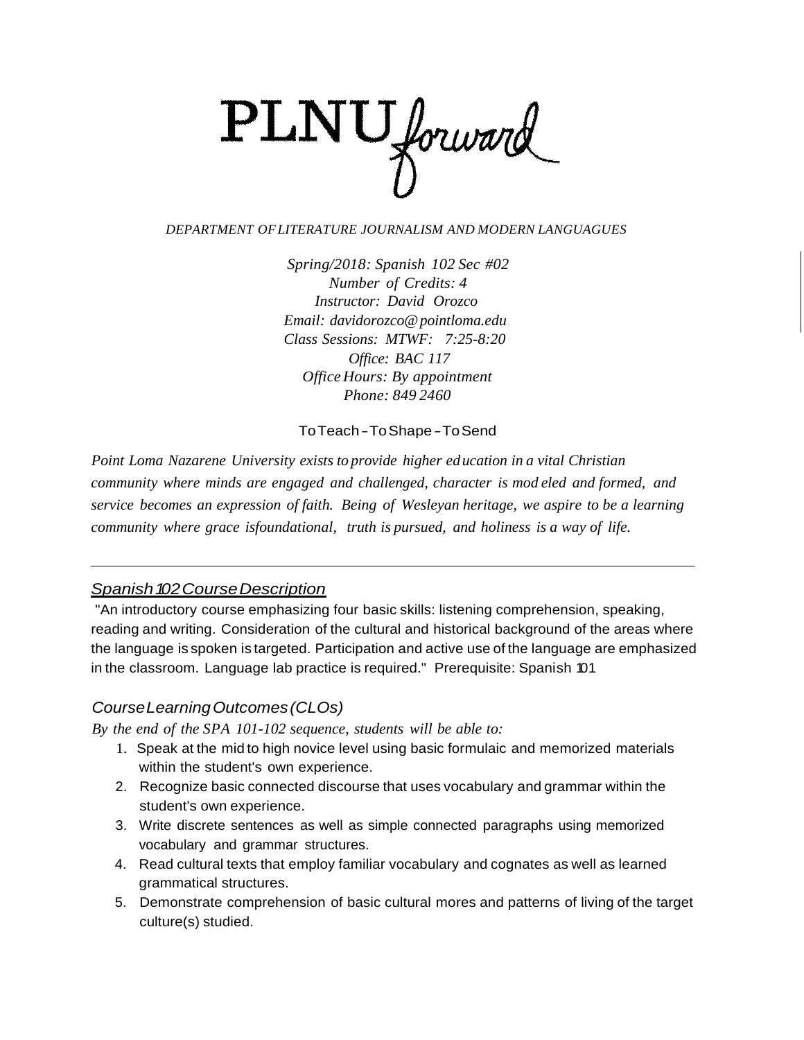# PLNU *forward*

*DEPARTMENT OF LITERATURE JOURNALISM AND MODERN LANGUAGUES*

*Spring/2018: Spanish 102 Sec #02*
*Number of Credits: 4*
*Instructor: David Orozco*
*Email: davidorozco@pointloma.edu*
*Class Sessions: MTWF: 7:25-8:20*
*Office: BAC 117*
*Office Hours: By appointment*
*Phone: 849 2460*

To Teach - To Shape - To Send

*Point Loma Nazarene University exists to provide higher education in a vital Christian community where minds are engaged and challenged, character is modeled and formed, and service becomes an expression of faith. Being of Wesleyan heritage, we aspire to be a learning community where grace is foundational, truth is pursued, and holiness is a way of life.*

---

## *Spanish 102 Course Description*

"An introductory course emphasizing four basic skills: listening comprehension, speaking, reading and writing. Consideration of the cultural and historical background of the areas where the language is spoken is targeted. Participation and active use of the language are emphasized in the classroom. Language lab practice is required." Prerequisite: Spanish 101

## *Course Learning Outcomes (CLOs)*

*By the end of the SPA 101-102 sequence, students will be able to:*

1. Speak at the mid to high novice level using basic formulaic and memorized materials within the student's own experience.
2. Recognize basic connected discourse that uses vocabulary and grammar within the student's own experience.
3. Write discrete sentences as well as simple connected paragraphs using memorized vocabulary and grammar structures.
4. Read cultural texts that employ familiar vocabulary and cognates as well as learned grammatical structures.
5. Demonstrate comprehension of basic cultural mores and patterns of living of the target culture(s) studied.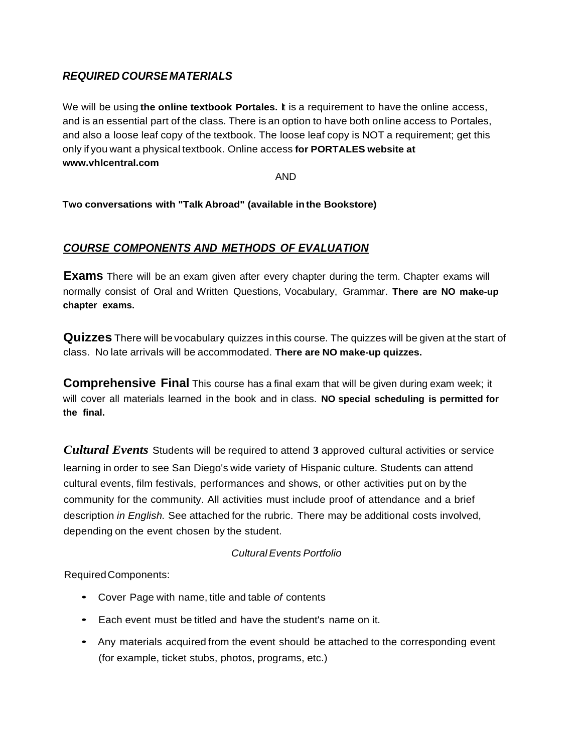## *REQUIRED COURSE MATERIALS*

We will be using **the online textbook Portales.** It is a requirement to have the online access, and is an essential part of the class. There is an option to have both online access to Portales, and also a loose leaf copy of the textbook. The loose leaf copy is NOT a requirement; get this only if you want a physical textbook. Online access **for PORTALES website at www.vhlcentral.com**

AND

**Two conversations with "Talk Abroad" (available in the Bookstore)**

## ***COURSE COMPONENTS AND METHODS OF EVALUATION***

**Exams** There will be an exam given after every chapter during the term. Chapter exams will normally consist of Oral and Written Questions, Vocabulary, Grammar. **There are NO make-up chapter exams.**

**Quizzes** There will be vocabulary quizzes in this course. The quizzes will be given at the start of class. No late arrivals will be accommodated. **There are NO make-up quizzes.**

**Comprehensive Final** This course has a final exam that will be given during exam week; it will cover all materials learned in the book and in class. **NO special scheduling is permitted for the final.**

***Cultural Events*** Students will be required to attend **3** approved cultural activities or service learning in order to see San Diego's wide variety of Hispanic culture. Students can attend cultural events, film festivals, performances and shows, or other activities put on by the community for the community. All activities must include proof of attendance and a brief description *in English.* See attached for the rubric. There may be additional costs involved, depending on the event chosen by the student.

*Cultural Events Portfolio*

Required Components:

- Cover Page with name, title and table *of* contents
- Each event must be titled and have the student's name on it.
- Any materials acquired from the event should be attached to the corresponding event (for example, ticket stubs, photos, programs, etc.)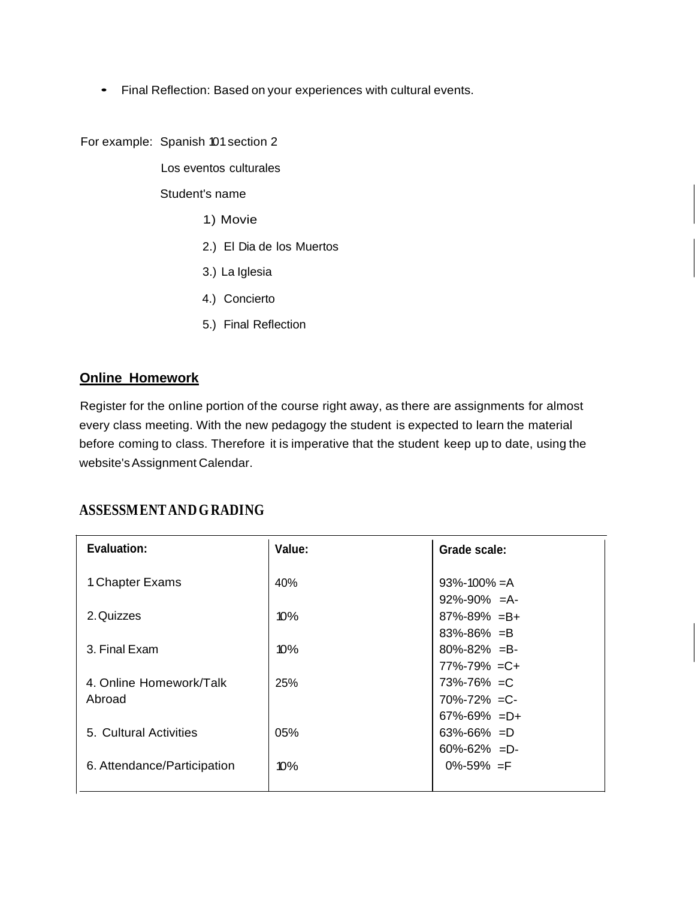- Final Reflection: Based on your experiences with cultural events.

For example: Spanish 101 section 2

Los eventos culturales

Student's name

1) Movie

2.) El Dia de los Muertos

3.) La Iglesia

4.) Concierto

5.) Final Reflection

## **Online Homework**

Register for the online portion of the course right away, as there are assignments for almost every class meeting. With the new pedagogy the student is expected to learn the material before coming to class. Therefore it is imperative that the student keep up to date, using the website's Assignment Calendar.

## ASSESSMENT AND GRADING

| Evaluation: | Value: | Grade scale: |
|---|---|---|
| 1 Chapter Exams | 40% | 93%-100% =A<br>92%-90% =A- |
| 2. Quizzes | 10% | 87%-89% =B+<br>83%-86% =B |
| 3. Final Exam | 10% | 80%-82% =B-<br>77%-79% =C+ |
| 4. Online Homework/Talk Abroad | 25% | 73%-76% =C<br>70%-72% =C-<br>67%-69% =D+ |
| 5. Cultural Activities | 05% | 63%-66% =D<br>60%-62% =D- |
| 6. Attendance/Participation | 10% | 0%-59% =F |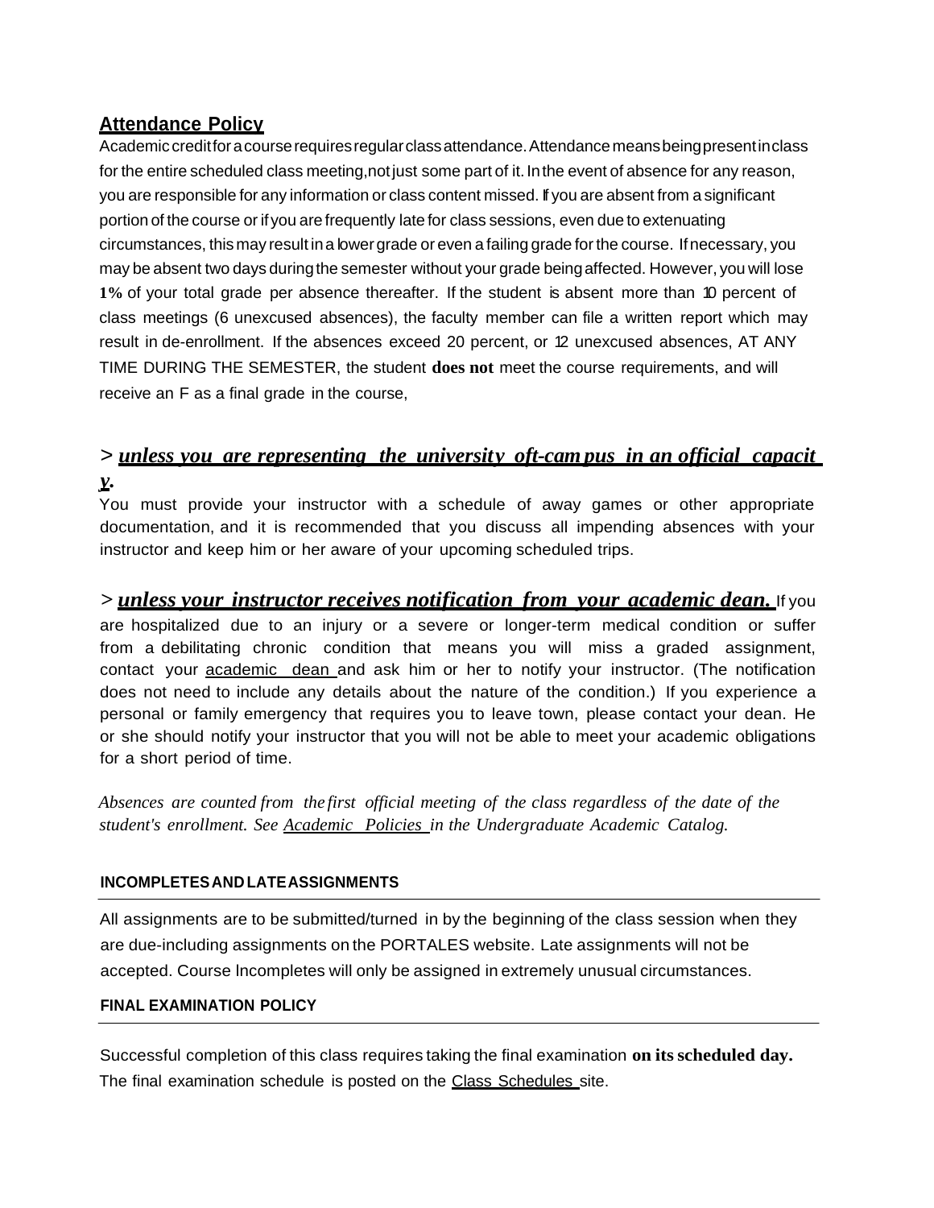## Attendance Policy

Academic credit for a course requires regular class attendance. Attendance means being present in class for the entire scheduled class meeting, not just some part of it. In the event of absence for any reason, you are responsible for any information or class content missed. If you are absent from a significant portion of the course or if you are frequently late for class sessions, even due to extenuating circumstances, this may result in a lower grade or even a failing grade for the course. If necessary, you may be absent two days during the semester without your grade being affected. However, you will lose **1%** of your total grade per absence thereafter. If the student is absent more than 10 percent of class meetings (6 unexcused absences), the faculty member can file a written report which may result in de-enrollment. If the absences exceed 20 percent, or 12 unexcused absences, AT ANY TIME DURING THE SEMESTER, the student **does not** meet the course requirements, and will receive an F as a final grade in the course,

> ***unless you are representing the university oft-campus in an official capacity.***

You must provide your instructor with a schedule of away games or other appropriate documentation, and it is recommended that you discuss all impending absences with your instructor and keep him or her aware of your upcoming scheduled trips.

> ***unless your instructor receives notification from your academic dean.*** If you are hospitalized due to an injury or a severe or longer-term medical condition or suffer from a debilitating chronic condition that means you will miss a graded assignment, contact your academic dean and ask him or her to notify your instructor. (The notification does not need to include any details about the nature of the condition.) If you experience a personal or family emergency that requires you to leave town, please contact your dean. He or she should notify your instructor that you will not be able to meet your academic obligations for a short period of time.

*Absences are counted from the first official meeting of the class regardless of the date of the student's enrollment. See Academic Policies in the Undergraduate Academic Catalog.*

#### INCOMPLETES AND LATE ASSIGNMENTS

All assignments are to be submitted/turned in by the beginning of the class session when they are due-including assignments on the PORTALES website. Late assignments will not be accepted. Course Incompletes will only be assigned in extremely unusual circumstances.

#### FINAL EXAMINATION POLICY

Successful completion of this class requires taking the final examination **on its scheduled day.** The final examination schedule is posted on the Class Schedules site.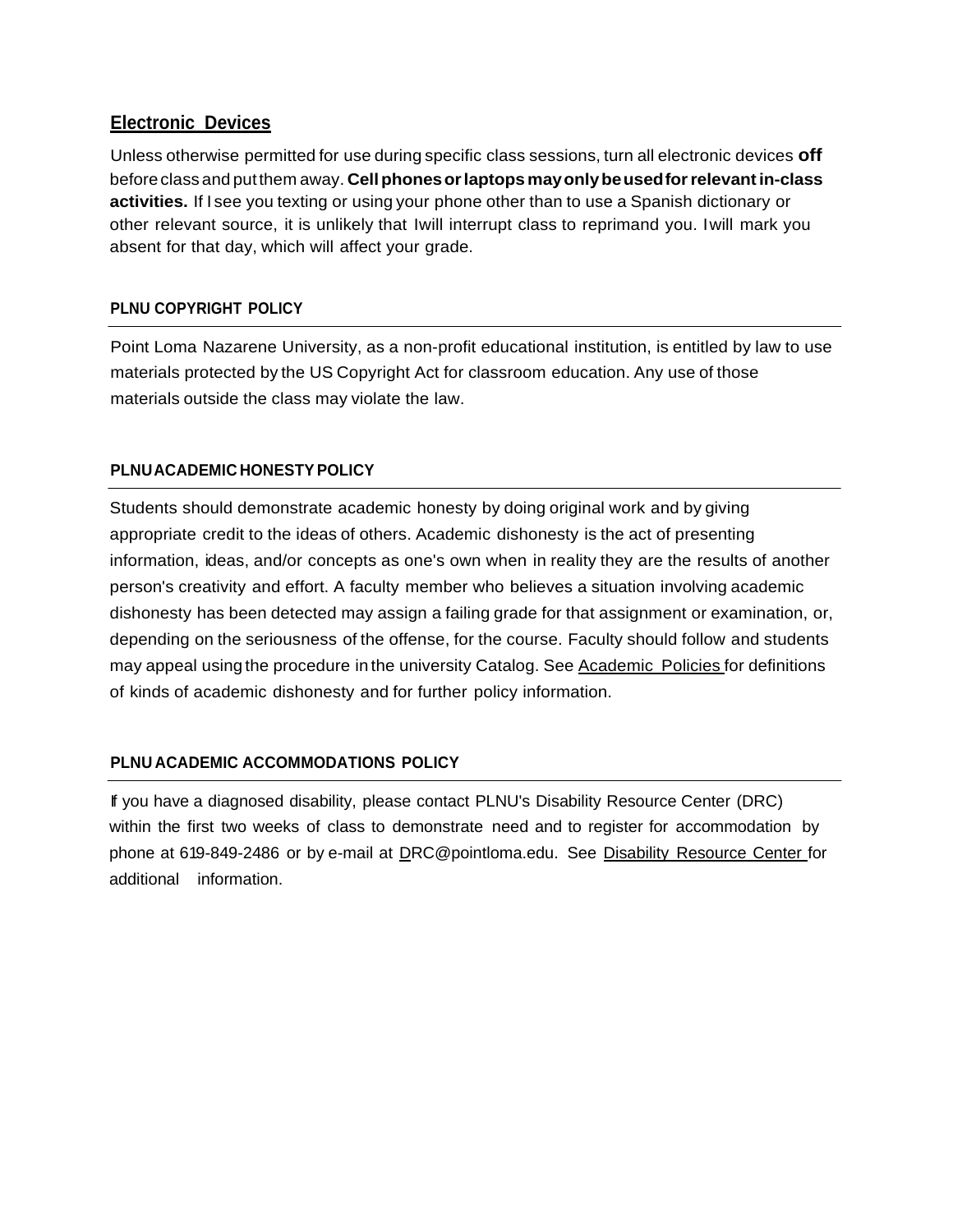## Electronic Devices

Unless otherwise permitted for use during specific class sessions, turn all electronic devices **off** before class and put them away. **Cell phones or laptops may only be used for relevant in-class activities.** If I see you texting or using your phone other than to use a Spanish dictionary or other relevant source, it is unlikely that I will interrupt class to reprimand you. I will mark you absent for that day, which will affect your grade.

### PLNU COPYRIGHT POLICY

Point Loma Nazarene University, as a non-profit educational institution, is entitled by law to use materials protected by the US Copyright Act for classroom education. Any use of those materials outside the class may violate the law.

### PLNU ACADEMIC HONESTY POLICY

Students should demonstrate academic honesty by doing original work and by giving appropriate credit to the ideas of others. Academic dishonesty is the act of presenting information, ideas, and/or concepts as one's own when in reality they are the results of another person's creativity and effort. A faculty member who believes a situation involving academic dishonesty has been detected may assign a failing grade for that assignment or examination, or, depending on the seriousness of the offense, for the course. Faculty should follow and students may appeal using the procedure in the university Catalog. See Academic Policies for definitions of kinds of academic dishonesty and for further policy information.

### PLNU ACADEMIC ACCOMMODATIONS POLICY

If you have a diagnosed disability, please contact PLNU's Disability Resource Center (DRC) within the first two weeks of class to demonstrate need and to register for accommodation by phone at 619-849-2486 or by e-mail at DRC@pointloma.edu. See Disability Resource Center for additional information.